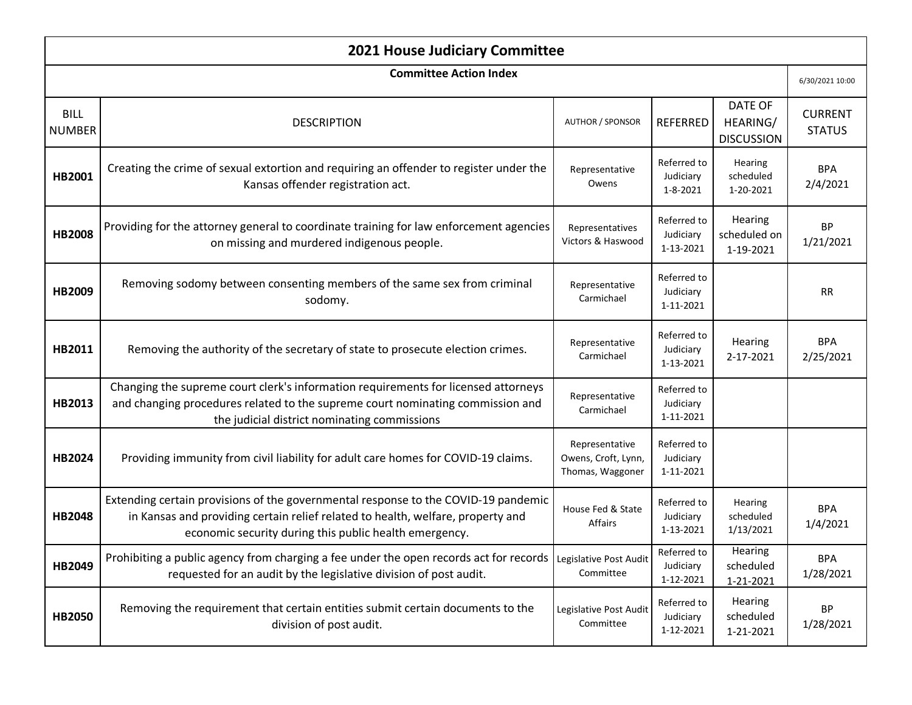## 2021 House Judiciary Committee

**Committee Action Index**

6/30/2021 10:00

| BILL NUMBER | DESCRIPTION | AUTHOR / SPONSOR | REFERRED | DATE OF HEARING/ DISCUSSION | CURRENT STATUS |
|---|---|---|---|---|---|
| **HB2001** | Creating the crime of sexual extortion and requiring an offender to register under the Kansas offender registration act. | Representative Owens | Referred to Judiciary 1-8-2021 | Hearing scheduled 1-20-2021 | BPA 2/4/2021 |
| **HB2008** | Providing for the attorney general to coordinate training for law enforcement agencies on missing and murdered indigenous people. | Representatives Victors & Haswood | Referred to Judiciary 1-13-2021 | Hearing scheduled on 1-19-2021 | BP 1/21/2021 |
| **HB2009** | Removing sodomy between consenting members of the same sex from criminal sodomy. | Representative Carmichael | Referred to Judiciary 1-11-2021 | | RR |
| **HB2011** | Removing the authority of the secretary of state to prosecute election crimes. | Representative Carmichael | Referred to Judiciary 1-13-2021 | Hearing 2-17-2021 | BPA 2/25/2021 |
| **HB2013** | Changing the supreme court clerk's information requirements for licensed attorneys and changing procedures related to the supreme court nominating commission and the judicial district nominating commissions | Representative Carmichael | Referred to Judiciary 1-11-2021 | | |
| **HB2024** | Providing immunity from civil liability for adult care homes for COVID-19 claims. | Representative Owens, Croft, Lynn, Thomas, Waggoner | Referred to Judiciary 1-11-2021 | | |
| **HB2048** | Extending certain provisions of the governmental response to the COVID-19 pandemic in Kansas and providing certain relief related to health, welfare, property and economic security during this public health emergency. | House Fed & State Affairs | Referred to Judiciary 1-13-2021 | Hearing scheduled 1/13/2021 | BPA 1/4/2021 |
| **HB2049** | Prohibiting a public agency from charging a fee under the open records act for records requested for an audit by the legislative division of post audit. | Legislative Post Audit Committee | Referred to Judiciary 1-12-2021 | Hearing scheduled 1-21-2021 | BPA 1/28/2021 |
| **HB2050** | Removing the requirement that certain entities submit certain documents to the division of post audit. | Legislative Post Audit Committee | Referred to Judiciary 1-12-2021 | Hearing scheduled 1-21-2021 | BP 1/28/2021 |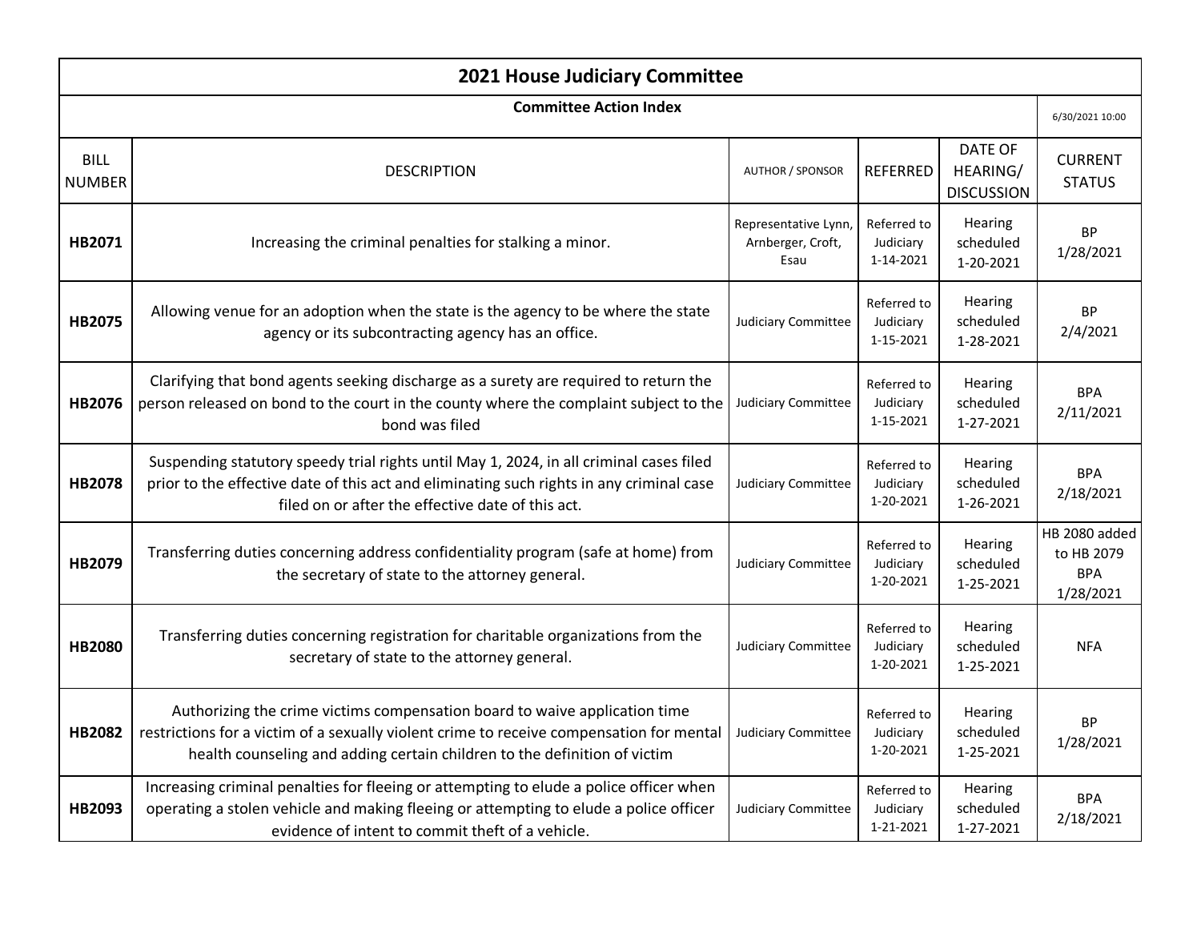| 2021 House Judiciary Committee | | | | | |
|---|---|---|---|---|---|
| Committee Action Index | | | | | 6/30/2021 10:00 |
| BILL NUMBER | DESCRIPTION | AUTHOR / SPONSOR | REFERRED | DATE OF HEARING/ DISCUSSION | CURRENT STATUS |
| **HB2071** | Increasing the criminal penalties for stalking a minor. | Representative Lynn, Arnberger, Croft, Esau | Referred to Judiciary 1-14-2021 | Hearing scheduled 1-20-2021 | BP 1/28/2021 |
| **HB2075** | Allowing venue for an adoption when the state is the agency to be where the state agency or its subcontracting agency has an office. | Judiciary Committee | Referred to Judiciary 1-15-2021 | Hearing scheduled 1-28-2021 | BP 2/4/2021 |
| **HB2076** | Clarifying that bond agents seeking discharge as a surety are required to return the person released on bond to the court in the county where the complaint subject to the bond was filed | Judiciary Committee | Referred to Judiciary 1-15-2021 | Hearing scheduled 1-27-2021 | BPA 2/11/2021 |
| **HB2078** | Suspending statutory speedy trial rights until May 1, 2024, in all criminal cases filed prior to the effective date of this act and eliminating such rights in any criminal case filed on or after the effective date of this act. | Judiciary Committee | Referred to Judiciary 1-20-2021 | Hearing scheduled 1-26-2021 | BPA 2/18/2021 |
| **HB2079** | Transferring duties concerning address confidentiality program (safe at home) from the secretary of state to the attorney general. | Judiciary Committee | Referred to Judiciary 1-20-2021 | Hearing scheduled 1-25-2021 | HB 2080 added to HB 2079 BPA 1/28/2021 |
| **HB2080** | Transferring duties concerning registration for charitable organizations from the secretary of state to the attorney general. | Judiciary Committee | Referred to Judiciary 1-20-2021 | Hearing scheduled 1-25-2021 | NFA |
| **HB2082** | Authorizing the crime victims compensation board to waive application time restrictions for a victim of a sexually violent crime to receive compensation for mental health counseling and adding certain children to the definition of victim | Judiciary Committee | Referred to Judiciary 1-20-2021 | Hearing scheduled 1-25-2021 | BP 1/28/2021 |
| **HB2093** | Increasing criminal penalties for fleeing or attempting to elude a police officer when operating a stolen vehicle and making fleeing or attempting to elude a police officer evidence of intent to commit theft of a vehicle. | Judiciary Committee | Referred to Judiciary 1-21-2021 | Hearing scheduled 1-27-2021 | BPA 2/18/2021 |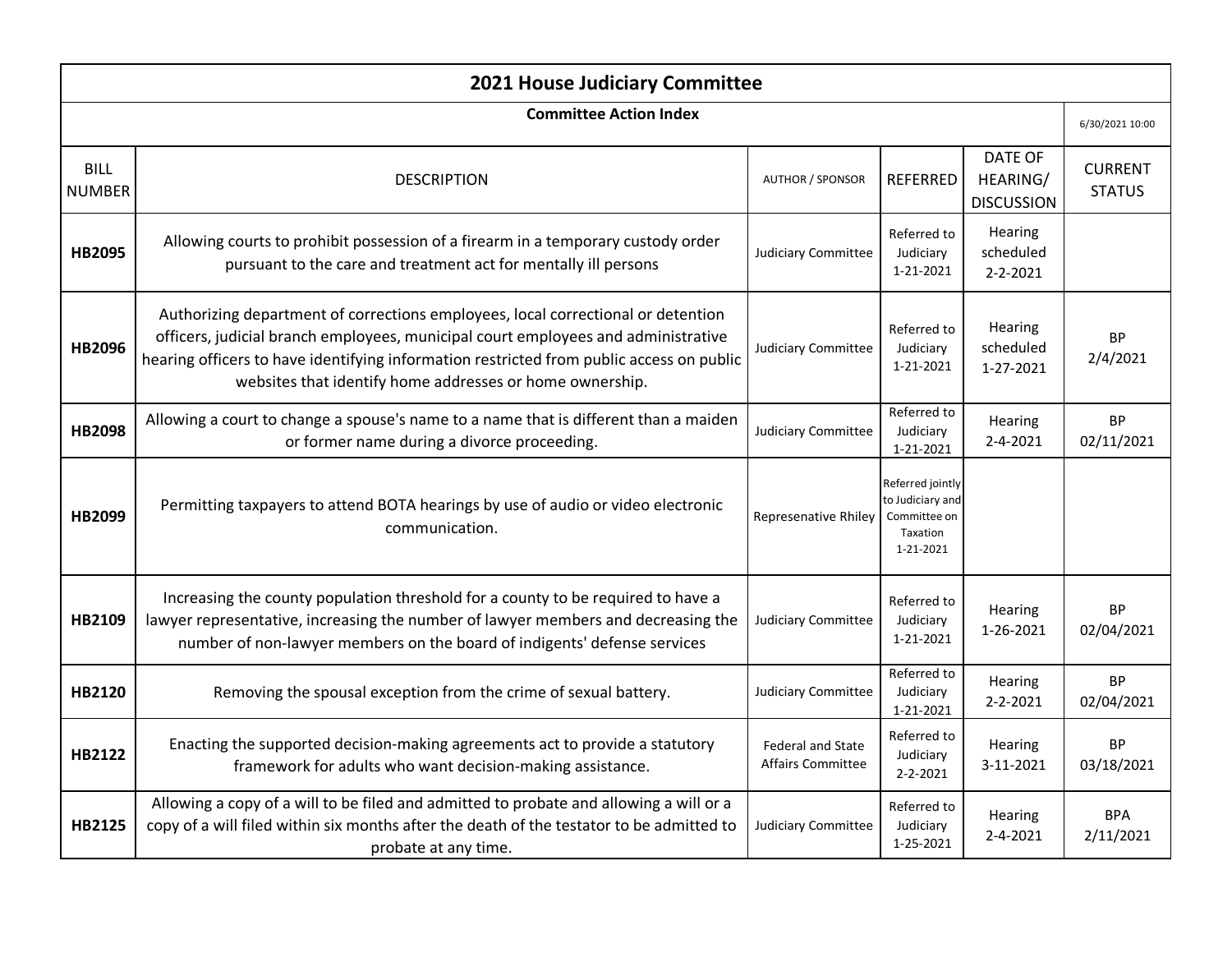| 2021 House Judiciary Committee | | | | | |
|---|---|---|---|---|---|
| **Committee Action Index** | | | | | 6/30/2021 10:00 |
| BILL NUMBER | DESCRIPTION | AUTHOR / SPONSOR | REFERRED | DATE OF HEARING/ DISCUSSION | CURRENT STATUS |
| **HB2095** | Allowing courts to prohibit possession of a firearm in a temporary custody order pursuant to the care and treatment act for mentally ill persons | Judiciary Committee | Referred to Judiciary 1-21-2021 | Hearing scheduled 2-2-2021 | |
| **HB2096** | Authorizing department of corrections employees, local correctional or detention officers, judicial branch employees, municipal court employees and administrative hearing officers to have identifying information restricted from public access on public websites that identify home addresses or home ownership. | Judiciary Committee | Referred to Judiciary 1-21-2021 | Hearing scheduled 1-27-2021 | BP 2/4/2021 |
| **HB2098** | Allowing a court to change a spouse's name to a name that is different than a maiden or former name during a divorce proceeding. | Judiciary Committee | Referred to Judiciary 1-21-2021 | Hearing 2-4-2021 | BP 02/11/2021 |
| **HB2099** | Permitting taxpayers to attend BOTA hearings by use of audio or video electronic communication. | Represenative Rhiley | Referred jointly to Judiciary and Committee on Taxation 1-21-2021 | | |
| **HB2109** | Increasing the county population threshold for a county to be required to have a lawyer representative, increasing the number of lawyer members and decreasing the number of non-lawyer members on the board of indigents' defense services | Judiciary Committee | Referred to Judiciary 1-21-2021 | Hearing 1-26-2021 | BP 02/04/2021 |
| **HB2120** | Removing the spousal exception from the crime of sexual battery. | Judiciary Committee | Referred to Judiciary 1-21-2021 | Hearing 2-2-2021 | BP 02/04/2021 |
| **HB2122** | Enacting the supported decision-making agreements act to provide a statutory framework for adults who want decision-making assistance. | Federal and State Affairs Committee | Referred to Judiciary 2-2-2021 | Hearing 3-11-2021 | BP 03/18/2021 |
| **HB2125** | Allowing a copy of a will to be filed and admitted to probate and allowing a will or a copy of a will filed within six months after the death of the testator to be admitted to probate at any time. | Judiciary Committee | Referred to Judiciary 1-25-2021 | Hearing 2-4-2021 | BPA 2/11/2021 |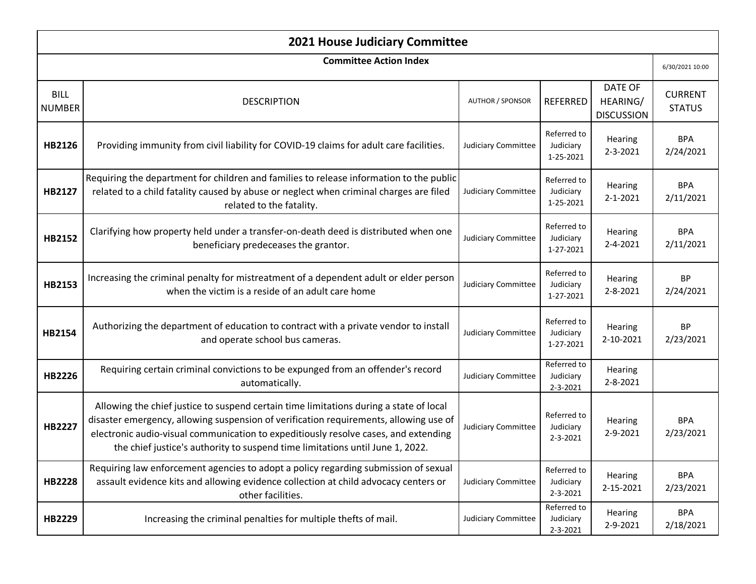# 2021 House Judiciary Committee

## Committee Action Index

6/30/2021 10:00

| BILL NUMBER | DESCRIPTION | AUTHOR / SPONSOR | REFERRED | DATE OF HEARING/ DISCUSSION | CURRENT STATUS |
|---|---|---|---|---|---|
| **HB2126** | Providing immunity from civil liability for COVID-19 claims for adult care facilities. | Judiciary Committee | Referred to Judiciary 1-25-2021 | Hearing 2-3-2021 | BPA 2/24/2021 |
| **HB2127** | Requiring the department for children and families to release information to the public related to a child fatality caused by abuse or neglect when criminal charges are filed related to the fatality. | Judiciary Committee | Referred to Judiciary 1-25-2021 | Hearing 2-1-2021 | BPA 2/11/2021 |
| **HB2152** | Clarifying how property held under a transfer-on-death deed is distributed when one beneficiary predeceases the grantor. | Judiciary Committee | Referred to Judiciary 1-27-2021 | Hearing 2-4-2021 | BPA 2/11/2021 |
| **HB2153** | Increasing the criminal penalty for mistreatment of a dependent adult or elder person when the victim is a reside of an adult care home | Judiciary Committee | Referred to Judiciary 1-27-2021 | Hearing 2-8-2021 | BP 2/24/2021 |
| **HB2154** | Authorizing the department of education to contract with a private vendor to install and operate school bus cameras. | Judiciary Committee | Referred to Judiciary 1-27-2021 | Hearing 2-10-2021 | BP 2/23/2021 |
| **HB2226** | Requiring certain criminal convictions to be expunged from an offender's record automatically. | Judiciary Committee | Referred to Judiciary 2-3-2021 | Hearing 2-8-2021 | |
| **HB2227** | Allowing the chief justice to suspend certain time limitations during a state of local disaster emergency, allowing suspension of verification requirements, allowing use of electronic audio-visual communication to expeditiously resolve cases, and extending the chief justice's authority to suspend time limitations until June 1, 2022. | Judiciary Committee | Referred to Judiciary 2-3-2021 | Hearing 2-9-2021 | BPA 2/23/2021 |
| **HB2228** | Requiring law enforcement agencies to adopt a policy regarding submission of sexual assault evidence kits and allowing evidence collection at child advocacy centers or other facilities. | Judiciary Committee | Referred to Judiciary 2-3-2021 | Hearing 2-15-2021 | BPA 2/23/2021 |
| **HB2229** | Increasing the criminal penalties for multiple thefts of mail. | Judiciary Committee | Referred to Judiciary 2-3-2021 | Hearing 2-9-2021 | BPA 2/18/2021 |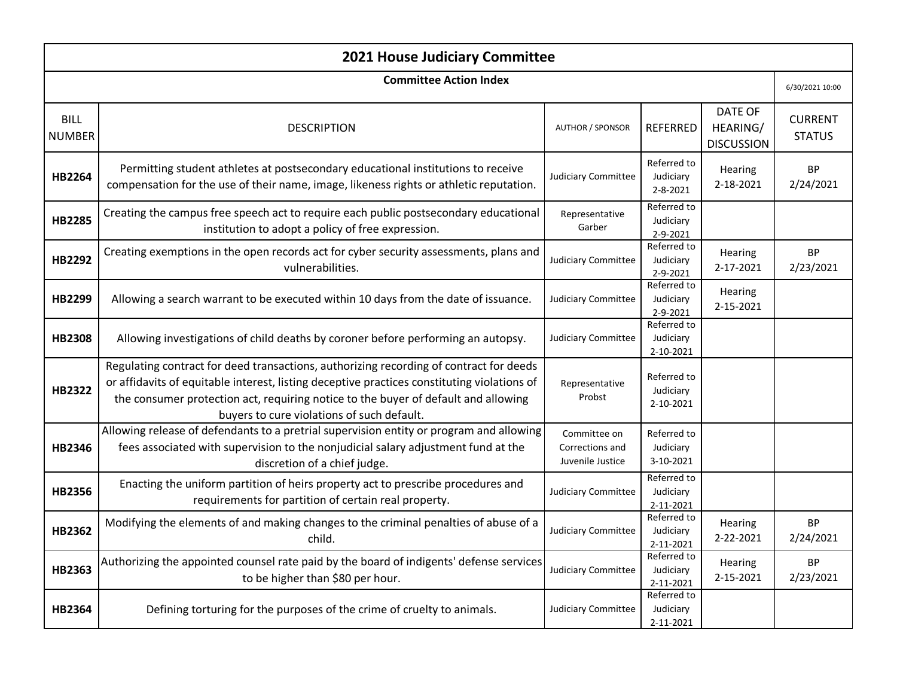# 2021 House Judiciary Committee

## Committee Action Index

6/30/2021 10:00

| BILL NUMBER | DESCRIPTION | AUTHOR / SPONSOR | REFERRED | DATE OF HEARING/ DISCUSSION | CURRENT STATUS |
|---|---|---|---|---|---|
| **HB2264** | Permitting student athletes at postsecondary educational institutions to receive compensation for the use of their name, image, likeness rights or athletic reputation. | Judiciary Committee | Referred to Judiciary 2-8-2021 | Hearing 2-18-2021 | BP 2/24/2021 |
| **HB2285** | Creating the campus free speech act to require each public postsecondary educational institution to adopt a policy of free expression. | Representative Garber | Referred to Judiciary 2-9-2021 | | |
| **HB2292** | Creating exemptions in the open records act for cyber security assessments, plans and vulnerabilities. | Judiciary Committee | Referred to Judiciary 2-9-2021 | Hearing 2-17-2021 | BP 2/23/2021 |
| **HB2299** | Allowing a search warrant to be executed within 10 days from the date of issuance. | Judiciary Committee | Referred to Judiciary 2-9-2021 | Hearing 2-15-2021 | |
| **HB2308** | Allowing investigations of child deaths by coroner before performing an autopsy. | Judiciary Committee | Referred to Judiciary 2-10-2021 | | |
| **HB2322** | Regulating contract for deed transactions, authorizing recording of contract for deeds or affidavits of equitable interest, listing deceptive practices constituting violations of the consumer protection act, requiring notice to the buyer of default and allowing buyers to cure violations of such default. | Representative Probst | Referred to Judiciary 2-10-2021 | | |
| **HB2346** | Allowing release of defendants to a pretrial supervision entity or program and allowing fees associated with supervision to the nonjudicial salary adjustment fund at the discretion of a chief judge. | Committee on Corrections and Juvenile Justice | Referred to Judiciary 3-10-2021 | | |
| **HB2356** | Enacting the uniform partition of heirs property act to prescribe procedures and requirements for partition of certain real property. | Judiciary Committee | Referred to Judiciary 2-11-2021 | | |
| **HB2362** | Modifying the elements of and making changes to the criminal penalties of abuse of a child. | Judiciary Committee | Referred to Judiciary 2-11-2021 | Hearing 2-22-2021 | BP 2/24/2021 |
| **HB2363** | Authorizing the appointed counsel rate paid by the board of indigents' defense services to be higher than $80 per hour. | Judiciary Committee | Referred to Judiciary 2-11-2021 | Hearing 2-15-2021 | BP 2/23/2021 |
| **HB2364** | Defining torturing for the purposes of the crime of cruelty to animals. | Judiciary Committee | Referred to Judiciary 2-11-2021 | | |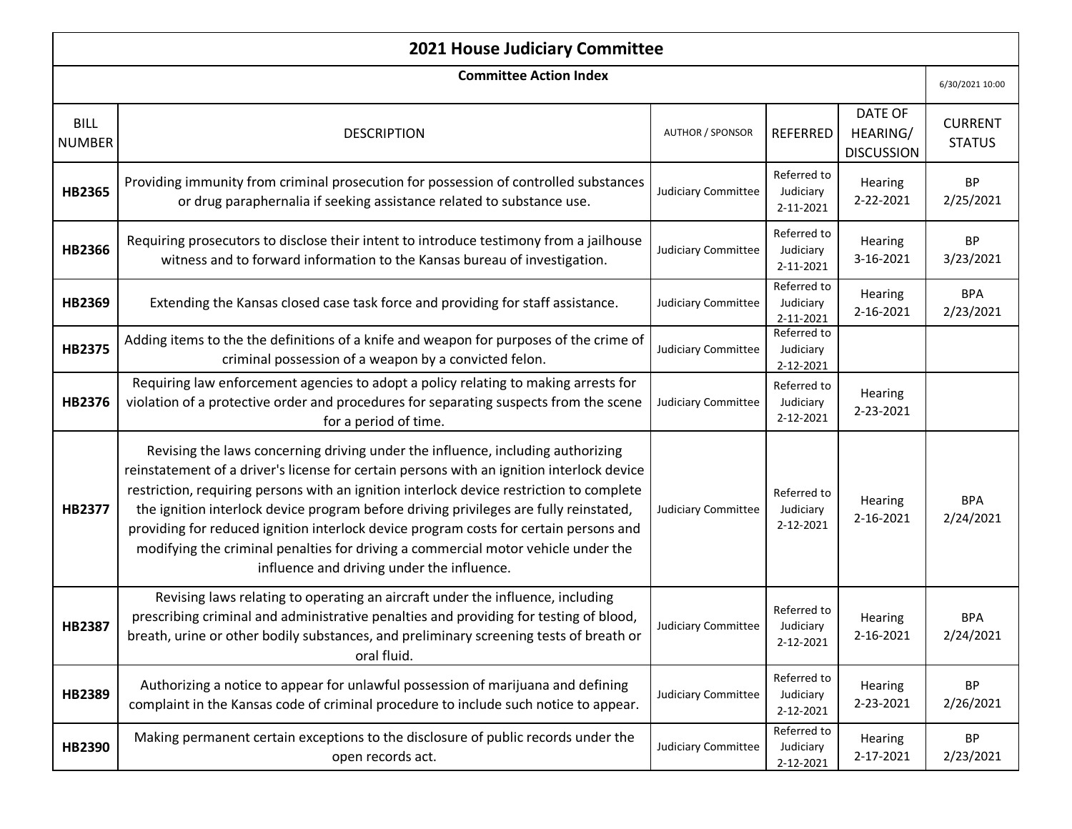## 2021 House Judiciary Committee

### Committee Action Index

6/30/2021 10:00

| BILL NUMBER | DESCRIPTION | AUTHOR / SPONSOR | REFERRED | DATE OF HEARING/ DISCUSSION | CURRENT STATUS |
|---|---|---|---|---|---|
| **HB2365** | Providing immunity from criminal prosecution for possession of controlled substances or drug paraphernalia if seeking assistance related to substance use. | Judiciary Committee | Referred to Judiciary 2-11-2021 | Hearing 2-22-2021 | BP 2/25/2021 |
| **HB2366** | Requiring prosecutors to disclose their intent to introduce testimony from a jailhouse witness and to forward information to the Kansas bureau of investigation. | Judiciary Committee | Referred to Judiciary 2-11-2021 | Hearing 3-16-2021 | BP 3/23/2021 |
| **HB2369** | Extending the Kansas closed case task force and providing for staff assistance. | Judiciary Committee | Referred to Judiciary 2-11-2021 | Hearing 2-16-2021 | BPA 2/23/2021 |
| **HB2375** | Adding items to the the definitions of a knife and weapon for purposes of the crime of criminal possession of a weapon by a convicted felon. | Judiciary Committee | Referred to Judiciary 2-12-2021 | | |
| **HB2376** | Requiring law enforcement agencies to adopt a policy relating to making arrests for violation of a protective order and procedures for separating suspects from the scene for a period of time. | Judiciary Committee | Referred to Judiciary 2-12-2021 | Hearing 2-23-2021 | |
| **HB2377** | Revising the laws concerning driving under the influence, including authorizing reinstatement of a driver's license for certain persons with an ignition interlock device restriction, requiring persons with an ignition interlock device restriction to complete the ignition interlock device program before driving privileges are fully reinstated, providing for reduced ignition interlock device program costs for certain persons and modifying the criminal penalties for driving a commercial motor vehicle under the influence and driving under the influence. | Judiciary Committee | Referred to Judiciary 2-12-2021 | Hearing 2-16-2021 | BPA 2/24/2021 |
| **HB2387** | Revising laws relating to operating an aircraft under the influence, including prescribing criminal and administrative penalties and providing for testing of blood, breath, urine or other bodily substances, and preliminary screening tests of breath or oral fluid. | Judiciary Committee | Referred to Judiciary 2-12-2021 | Hearing 2-16-2021 | BPA 2/24/2021 |
| **HB2389** | Authorizing a notice to appear for unlawful possession of marijuana and defining complaint in the Kansas code of criminal procedure to include such notice to appear. | Judiciary Committee | Referred to Judiciary 2-12-2021 | Hearing 2-23-2021 | BP 2/26/2021 |
| **HB2390** | Making permanent certain exceptions to the disclosure of public records under the open records act. | Judiciary Committee | Referred to Judiciary 2-12-2021 | Hearing 2-17-2021 | BP 2/23/2021 |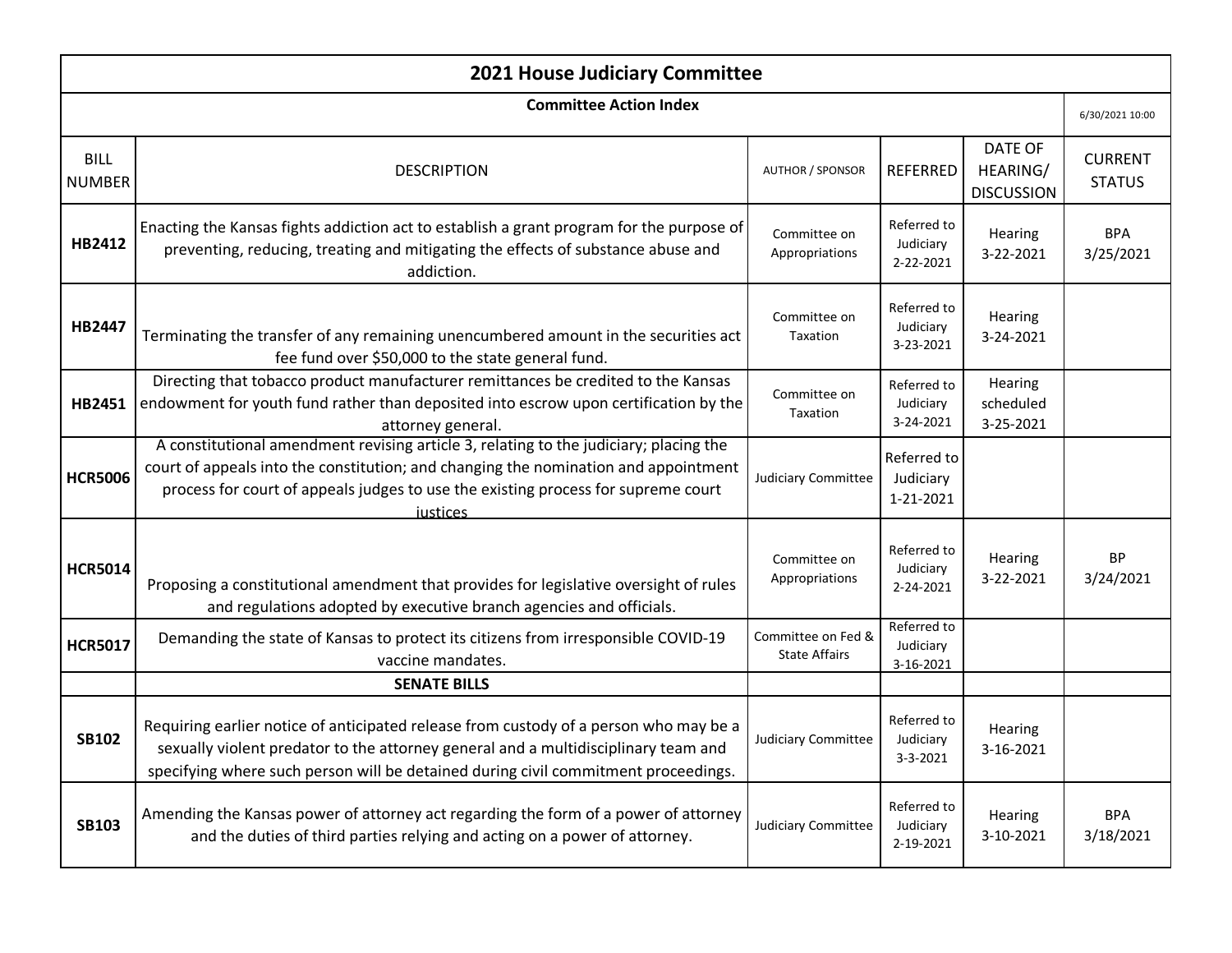# 2021 House Judiciary Committee

**Committee Action Index** 6/30/2021 10:00

| BILL NUMBER | DESCRIPTION | AUTHOR / SPONSOR | REFERRED | DATE OF HEARING/ DISCUSSION | CURRENT STATUS |
|---|---|---|---|---|---|
| **HB2412** | Enacting the Kansas fights addiction act to establish a grant program for the purpose of preventing, reducing, treating and mitigating the effects of substance abuse and addiction. | Committee on Appropriations | Referred to Judiciary 2-22-2021 | Hearing 3-22-2021 | BPA 3/25/2021 |
| **HB2447** | Terminating the transfer of any remaining unencumbered amount in the securities act fee fund over $50,000 to the state general fund. | Committee on Taxation | Referred to Judiciary 3-23-2021 | Hearing 3-24-2021 | |
| **HB2451** | Directing that tobacco product manufacturer remittances be credited to the Kansas endowment for youth fund rather than deposited into escrow upon certification by the attorney general. | Committee on Taxation | Referred to Judiciary 3-24-2021 | Hearing scheduled 3-25-2021 | |
| **HCR5006** | A constitutional amendment revising article 3, relating to the judiciary; placing the court of appeals into the constitution; and changing the nomination and appointment process for court of appeals judges to use the existing process for supreme court justices | Judiciary Committee | Referred to Judiciary 1-21-2021 | | |
| **HCR5014** | Proposing a constitutional amendment that provides for legislative oversight of rules and regulations adopted by executive branch agencies and officials. | Committee on Appropriations | Referred to Judiciary 2-24-2021 | Hearing 3-22-2021 | BP 3/24/2021 |
| **HCR5017** | Demanding the state of Kansas to protect its citizens from irresponsible COVID-19 vaccine mandates. | Committee on Fed & State Affairs | Referred to Judiciary 3-16-2021 | | |
| | **SENATE BILLS** | | | | |
| **SB102** | Requiring earlier notice of anticipated release from custody of a person who may be a sexually violent predator to the attorney general and a multidisciplinary team and specifying where such person will be detained during civil commitment proceedings. | Judiciary Committee | Referred to Judiciary 3-3-2021 | Hearing 3-16-2021 | |
| **SB103** | Amending the Kansas power of attorney act regarding the form of a power of attorney and the duties of third parties relying and acting on a power of attorney. | Judiciary Committee | Referred to Judiciary 2-19-2021 | Hearing 3-10-2021 | BPA 3/18/2021 |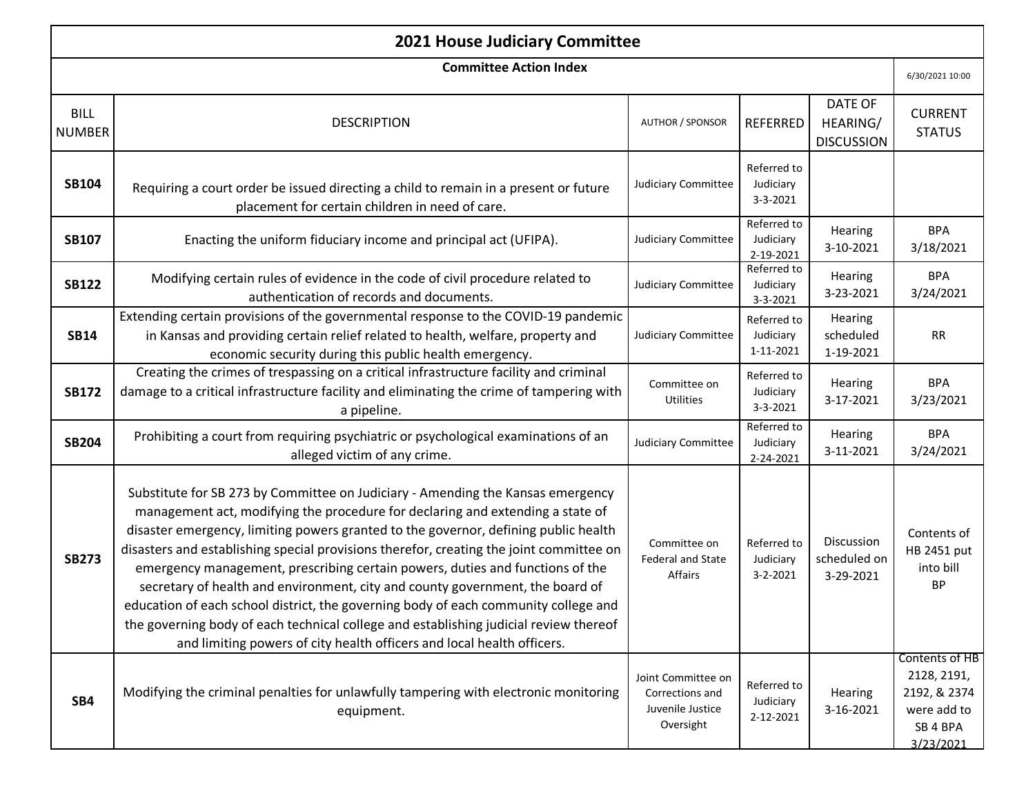# 2021 House Judiciary Committee

## Committee Action Index

6/30/2021 10:00

| BILL NUMBER | DESCRIPTION | AUTHOR / SPONSOR | REFERRED | DATE OF HEARING/ DISCUSSION | CURRENT STATUS |
|---|---|---|---|---|---|
| **SB104** | Requiring a court order be issued directing a child to remain in a present or future placement for certain children in need of care. | Judiciary Committee | Referred to Judiciary 3-3-2021 | | |
| **SB107** | Enacting the uniform fiduciary income and principal act (UFIPA). | Judiciary Committee | Referred to Judiciary 2-19-2021 | Hearing 3-10-2021 | BPA 3/18/2021 |
| **SB122** | Modifying certain rules of evidence in the code of civil procedure related to authentication of records and documents. | Judiciary Committee | Referred to Judiciary 3-3-2021 | Hearing 3-23-2021 | BPA 3/24/2021 |
| **SB14** | Extending certain provisions of the governmental response to the COVID-19 pandemic in Kansas and providing certain relief related to health, welfare, property and economic security during this public health emergency. | Judiciary Committee | Referred to Judiciary 1-11-2021 | Hearing scheduled 1-19-2021 | RR |
| **SB172** | Creating the crimes of trespassing on a critical infrastructure facility and criminal damage to a critical infrastructure facility and eliminating the crime of tampering with a pipeline. | Committee on Utilities | Referred to Judiciary 3-3-2021 | Hearing 3-17-2021 | BPA 3/23/2021 |
| **SB204** | Prohibiting a court from requiring psychiatric or psychological examinations of an alleged victim of any crime. | Judiciary Committee | Referred to Judiciary 2-24-2021 | Hearing 3-11-2021 | BPA 3/24/2021 |
| **SB273** | Substitute for SB 273 by Committee on Judiciary - Amending the Kansas emergency management act, modifying the procedure for declaring and extending a state of disaster emergency, limiting powers granted to the governor, defining public health disasters and establishing special provisions therefor, creating the joint committee on emergency management, prescribing certain powers, duties and functions of the secretary of health and environment, city and county government, the board of education of each school district, the governing body of each community college and the governing body of each technical college and establishing judicial review thereof and limiting powers of city health officers and local health officers. | Committee on Federal and State Affairs | Referred to Judiciary 3-2-2021 | Discussion scheduled on 3-29-2021 | Contents of HB 2451 put into bill BP |
| **SB4** | Modifying the criminal penalties for unlawfully tampering with electronic monitoring equipment. | Joint Committee on Corrections and Juvenile Justice Oversight | Referred to Judiciary 2-12-2021 | Hearing 3-16-2021 | Contents of HB 2128, 2191, 2192, & 2374 were add to SB 4 BPA 3/23/2021 |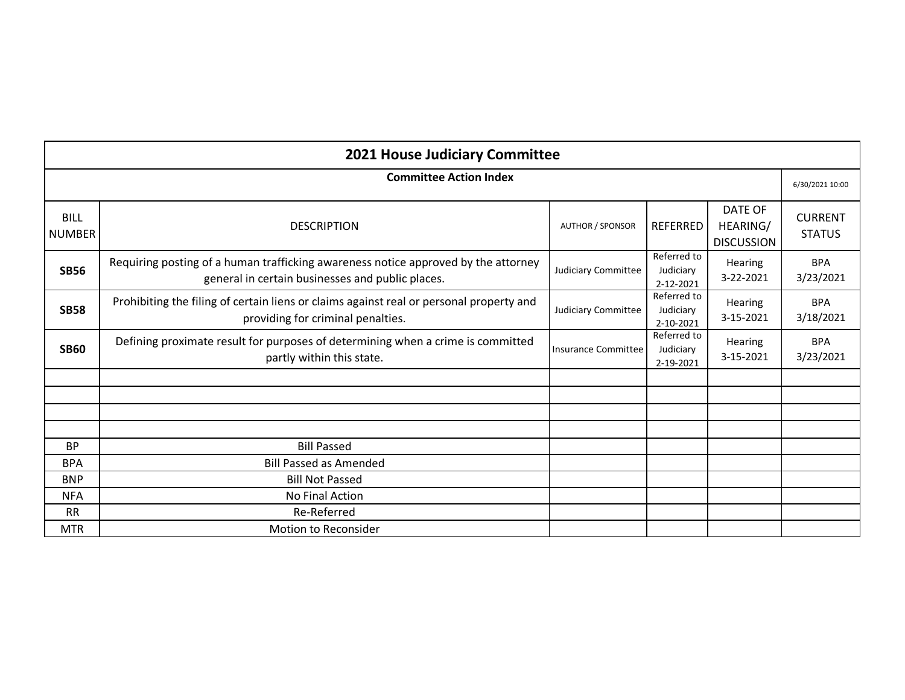## 2021 House Judiciary Committee

**Committee Action Index**

6/30/2021 10:00

| BILL NUMBER | DESCRIPTION | AUTHOR / SPONSOR | REFERRED | DATE OF HEARING/ DISCUSSION | CURRENT STATUS |
|---|---|---|---|---|---|
| **SB56** | Requiring posting of a human trafficking awareness notice approved by the attorney general in certain businesses and public places. | Judiciary Committee | Referred to Judiciary 2-12-2021 | Hearing 3-22-2021 | BPA 3/23/2021 |
| **SB58** | Prohibiting the filing of certain liens or claims against real or personal property and providing for criminal penalties. | Judiciary Committee | Referred to Judiciary 2-10-2021 | Hearing 3-15-2021 | BPA 3/18/2021 |
| **SB60** | Defining proximate result for purposes of determining when a crime is committed partly within this state. | Insurance Committee | Referred to Judiciary 2-19-2021 | Hearing 3-15-2021 | BPA 3/23/2021 |
| | | | | | |
| | | | | | |
| | | | | | |
| | | | | | |
| BP | Bill Passed | | | | |
| BPA | Bill Passed as Amended | | | | |
| BNP | Bill Not Passed | | | | |
| NFA | No Final Action | | | | |
| RR | Re-Referred | | | | |
| MTR | Motion to Reconsider | | | | |